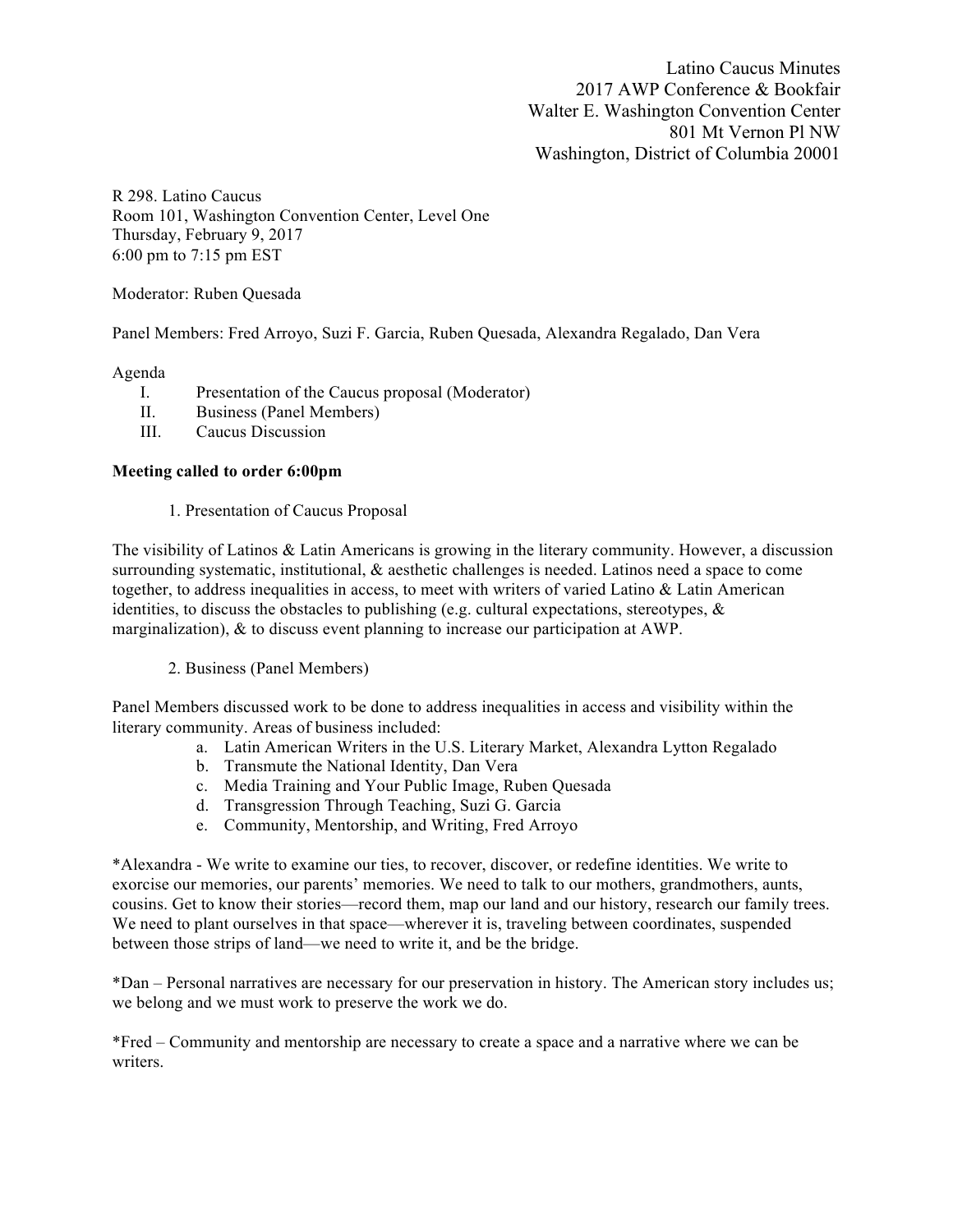Latino Caucus Minutes
2017 AWP Conference & Bookfair
Walter E. Washington Convention Center
801 Mt Vernon Pl NW
Washington, District of Columbia 20001

R 298. Latino Caucus
Room 101, Washington Convention Center, Level One
Thursday, February 9, 2017
6:00 pm to 7:15 pm EST

Moderator: Ruben Quesada

Panel Members: Fred Arroyo, Suzi F. Garcia, Ruben Quesada, Alexandra Regalado, Dan Vera

Agenda

I. Presentation of the Caucus proposal (Moderator)
II. Business (Panel Members)
III. Caucus Discussion

**Meeting called to order 6:00pm**

1. Presentation of Caucus Proposal

The visibility of Latinos & Latin Americans is growing in the literary community. However, a discussion surrounding systematic, institutional, & aesthetic challenges is needed. Latinos need a space to come together, to address inequalities in access, to meet with writers of varied Latino & Latin American identities, to discuss the obstacles to publishing (e.g. cultural expectations, stereotypes, & marginalization), & to discuss event planning to increase our participation at AWP.

2. Business (Panel Members)

Panel Members discussed work to be done to address inequalities in access and visibility within the literary community. Areas of business included:

a. Latin American Writers in the U.S. Literary Market, Alexandra Lytton Regalado
b. Transmute the National Identity, Dan Vera
c. Media Training and Your Public Image, Ruben Quesada
d. Transgression Through Teaching, Suzi G. Garcia
e. Community, Mentorship, and Writing, Fred Arroyo

*Alexandra - We write to examine our ties, to recover, discover, or redefine identities. We write to exorcise our memories, our parents' memories. We need to talk to our mothers, grandmothers, aunts, cousins. Get to know their stories—record them, map our land and our history, research our family trees. We need to plant ourselves in that space—wherever it is, traveling between coordinates, suspended between those strips of land—we need to write it, and be the bridge.

*Dan – Personal narratives are necessary for our preservation in history. The American story includes us; we belong and we must work to preserve the work we do.

*Fred – Community and mentorship are necessary to create a space and a narrative where we can be writers.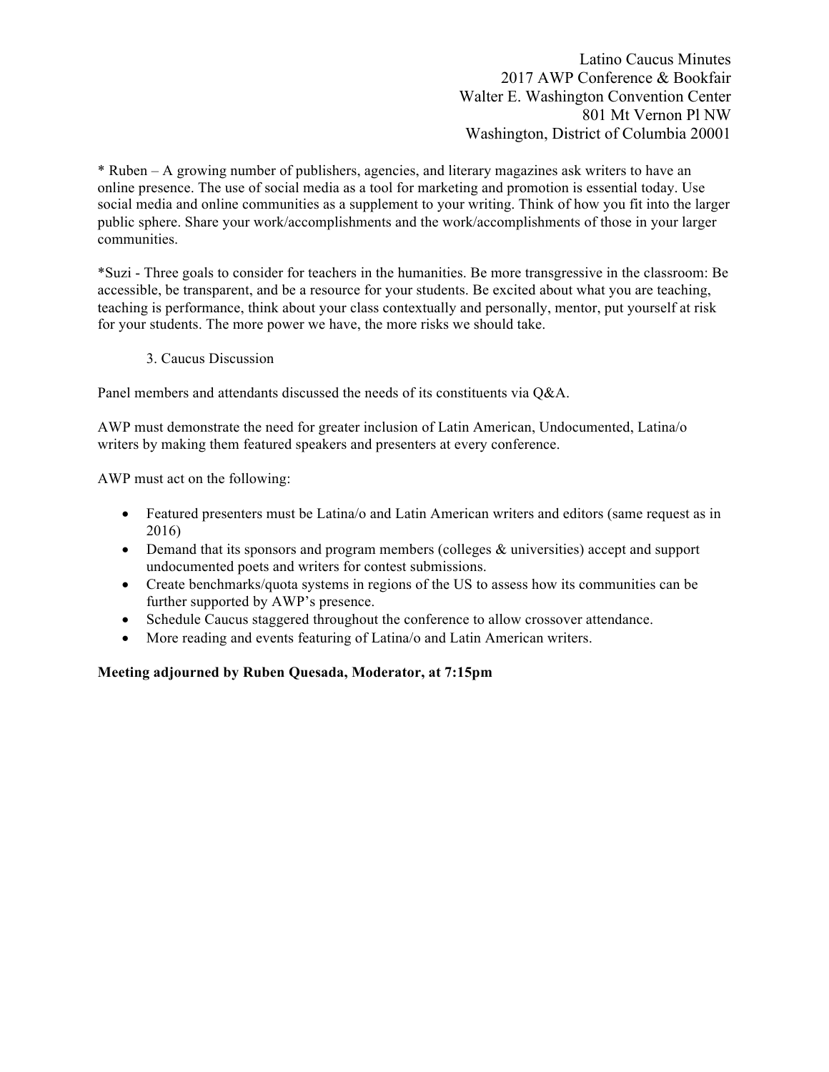Latino Caucus Minutes
2017 AWP Conference & Bookfair
Walter E. Washington Convention Center
801 Mt Vernon Pl NW
Washington, District of Columbia 20001

* Ruben – A growing number of publishers, agencies, and literary magazines ask writers to have an online presence. The use of social media as a tool for marketing and promotion is essential today. Use social media and online communities as a supplement to your writing. Think of how you fit into the larger public sphere. Share your work/accomplishments and the work/accomplishments of those in your larger communities.

*Suzi - Three goals to consider for teachers in the humanities. Be more transgressive in the classroom: Be accessible, be transparent, and be a resource for your students. Be excited about what you are teaching, teaching is performance, think about your class contextually and personally, mentor, put yourself at risk for your students. The more power we have, the more risks we should take.

3. Caucus Discussion

Panel members and attendants discussed the needs of its constituents via Q&A.

AWP must demonstrate the need for greater inclusion of Latin American, Undocumented, Latina/o writers by making them featured speakers and presenters at every conference.

AWP must act on the following:

- Featured presenters must be Latina/o and Latin American writers and editors (same request as in 2016)
- Demand that its sponsors and program members (colleges & universities) accept and support undocumented poets and writers for contest submissions.
- Create benchmarks/quota systems in regions of the US to assess how its communities can be further supported by AWP's presence.
- Schedule Caucus staggered throughout the conference to allow crossover attendance.
- More reading and events featuring of Latina/o and Latin American writers.

**Meeting adjourned by Ruben Quesada, Moderator, at 7:15pm**